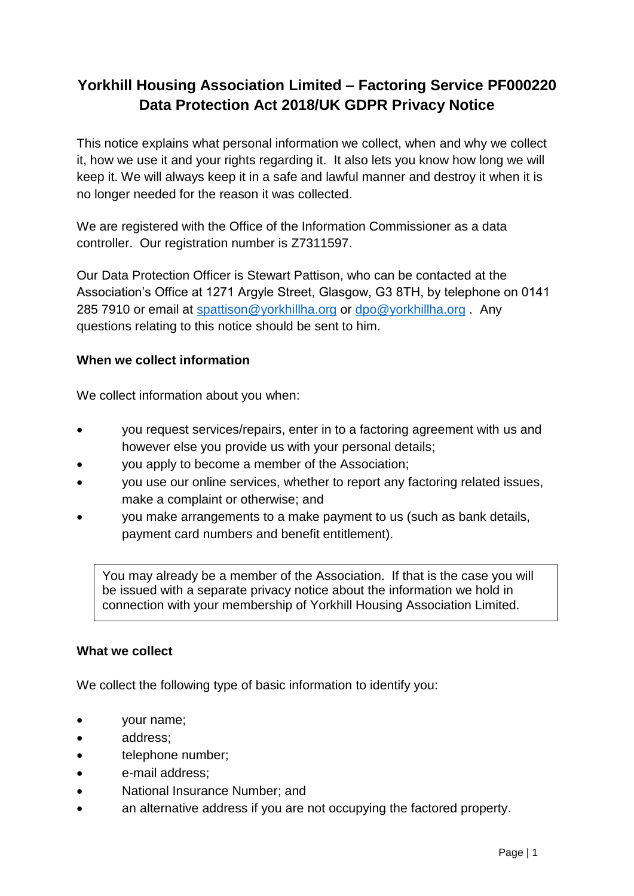# Yorkhill Housing Association Limited – Factoring Service PF000220 Data Protection Act 2018/UK GDPR Privacy Notice

This notice explains what personal information we collect, when and why we collect it, how we use it and your rights regarding it. It also lets you know how long we will keep it. We will always keep it in a safe and lawful manner and destroy it when it is no longer needed for the reason it was collected.

We are registered with the Office of the Information Commissioner as a data controller. Our registration number is Z7311597.

Our Data Protection Officer is Stewart Pattison, who can be contacted at the Association's Office at 1271 Argyle Street, Glasgow, G3 8TH, by telephone on 0141 285 7910 or email at spattison@yorkhillha.org or dpo@yorkhillha.org . Any questions relating to this notice should be sent to him.

**When we collect information**

We collect information about you when:

- you request services/repairs, enter in to a factoring agreement with us and however else you provide us with your personal details;
- you apply to become a member of the Association;
- you use our online services, whether to report any factoring related issues, make a complaint or otherwise; and
- you make arrangements to a make payment to us (such as bank details, payment card numbers and benefit entitlement).

> You may already be a member of the Association. If that is the case you will be issued with a separate privacy notice about the information we hold in connection with your membership of Yorkhill Housing Association Limited.

**What we collect**

We collect the following type of basic information to identify you:

- your name;
- address;
- telephone number;
- e-mail address;
- National Insurance Number; and
- an alternative address if you are not occupying the factored property.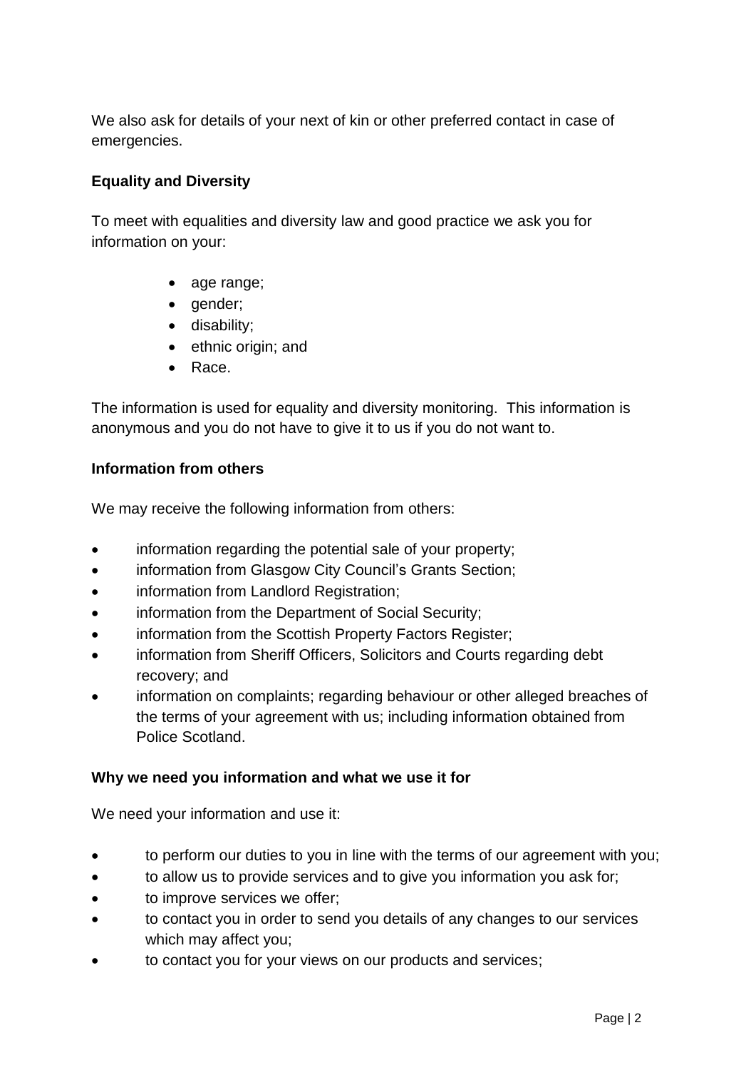We also ask for details of your next of kin or other preferred contact in case of emergencies.

**Equality and Diversity**

To meet with equalities and diversity law and good practice we ask you for information on your:

- age range;
- gender;
- disability;
- ethnic origin; and
- Race.

The information is used for equality and diversity monitoring. This information is anonymous and you do not have to give it to us if you do not want to.

**Information from others**

We may receive the following information from others:

- information regarding the potential sale of your property;
- information from Glasgow City Council's Grants Section;
- information from Landlord Registration;
- information from the Department of Social Security;
- information from the Scottish Property Factors Register;
- information from Sheriff Officers, Solicitors and Courts regarding debt recovery; and
- information on complaints; regarding behaviour or other alleged breaches of the terms of your agreement with us; including information obtained from Police Scotland.

**Why we need you information and what we use it for**

We need your information and use it:

- to perform our duties to you in line with the terms of our agreement with you;
- to allow us to provide services and to give you information you ask for;
- to improve services we offer;
- to contact you in order to send you details of any changes to our services which may affect you;
- to contact you for your views on our products and services;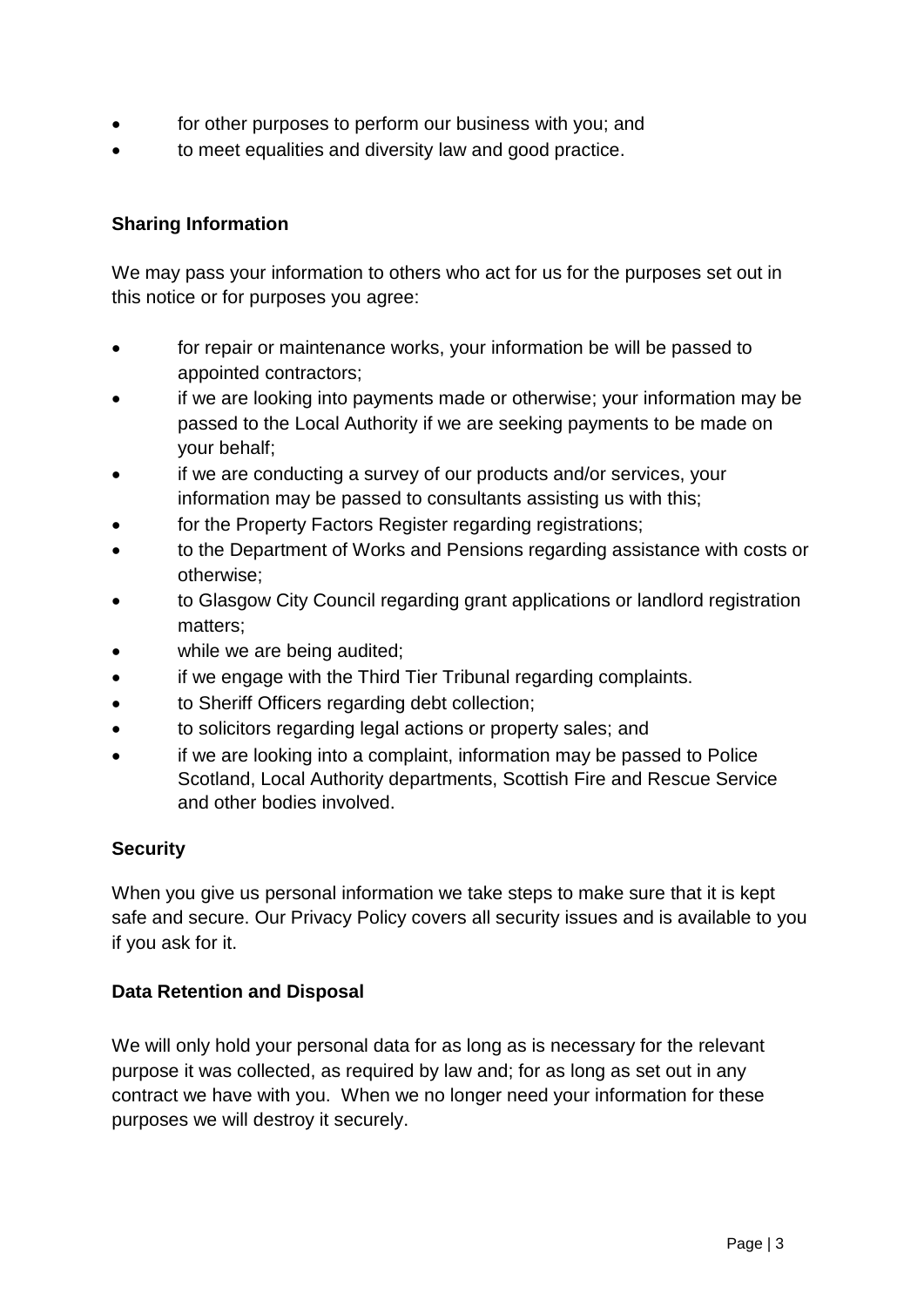- for other purposes to perform our business with you; and
- to meet equalities and diversity law and good practice.

**Sharing Information**

We may pass your information to others who act for us for the purposes set out in this notice or for purposes you agree:

- for repair or maintenance works, your information be will be passed to appointed contractors;
- if we are looking into payments made or otherwise; your information may be passed to the Local Authority if we are seeking payments to be made on your behalf;
- if we are conducting a survey of our products and/or services, your information may be passed to consultants assisting us with this;
- for the Property Factors Register regarding registrations;
- to the Department of Works and Pensions regarding assistance with costs or otherwise;
- to Glasgow City Council regarding grant applications or landlord registration matters;
- while we are being audited;
- if we engage with the Third Tier Tribunal regarding complaints.
- to Sheriff Officers regarding debt collection;
- to solicitors regarding legal actions or property sales; and
- if we are looking into a complaint, information may be passed to Police Scotland, Local Authority departments, Scottish Fire and Rescue Service and other bodies involved.

**Security**

When you give us personal information we take steps to make sure that it is kept safe and secure. Our Privacy Policy covers all security issues and is available to you if you ask for it.

**Data Retention and Disposal**

We will only hold your personal data for as long as is necessary for the relevant purpose it was collected, as required by law and; for as long as set out in any contract we have with you. When we no longer need your information for these purposes we will destroy it securely.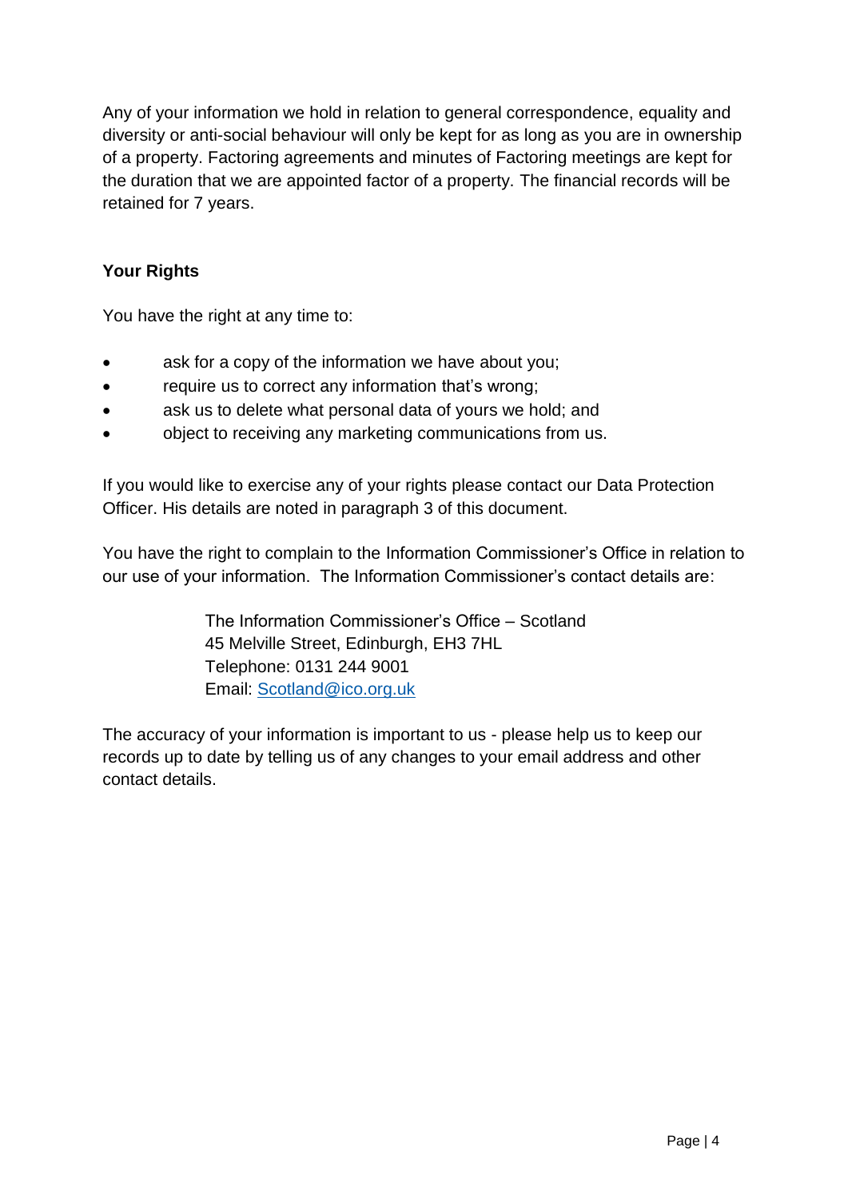Any of your information we hold in relation to general correspondence, equality and diversity or anti-social behaviour will only be kept for as long as you are in ownership of a property. Factoring agreements and minutes of Factoring meetings are kept for the duration that we are appointed factor of a property. The financial records will be retained for 7 years.

**Your Rights**

You have the right at any time to:

- ask for a copy of the information we have about you;
- require us to correct any information that's wrong;
- ask us to delete what personal data of yours we hold; and
- object to receiving any marketing communications from us.

If you would like to exercise any of your rights please contact our Data Protection Officer. His details are noted in paragraph 3 of this document.

You have the right to complain to the Information Commissioner's Office in relation to our use of your information. The Information Commissioner's contact details are:

The Information Commissioner's Office – Scotland
45 Melville Street, Edinburgh, EH3 7HL
Telephone: 0131 244 9001
Email: Scotland@ico.org.uk

The accuracy of your information is important to us - please help us to keep our records up to date by telling us of any changes to your email address and other contact details.